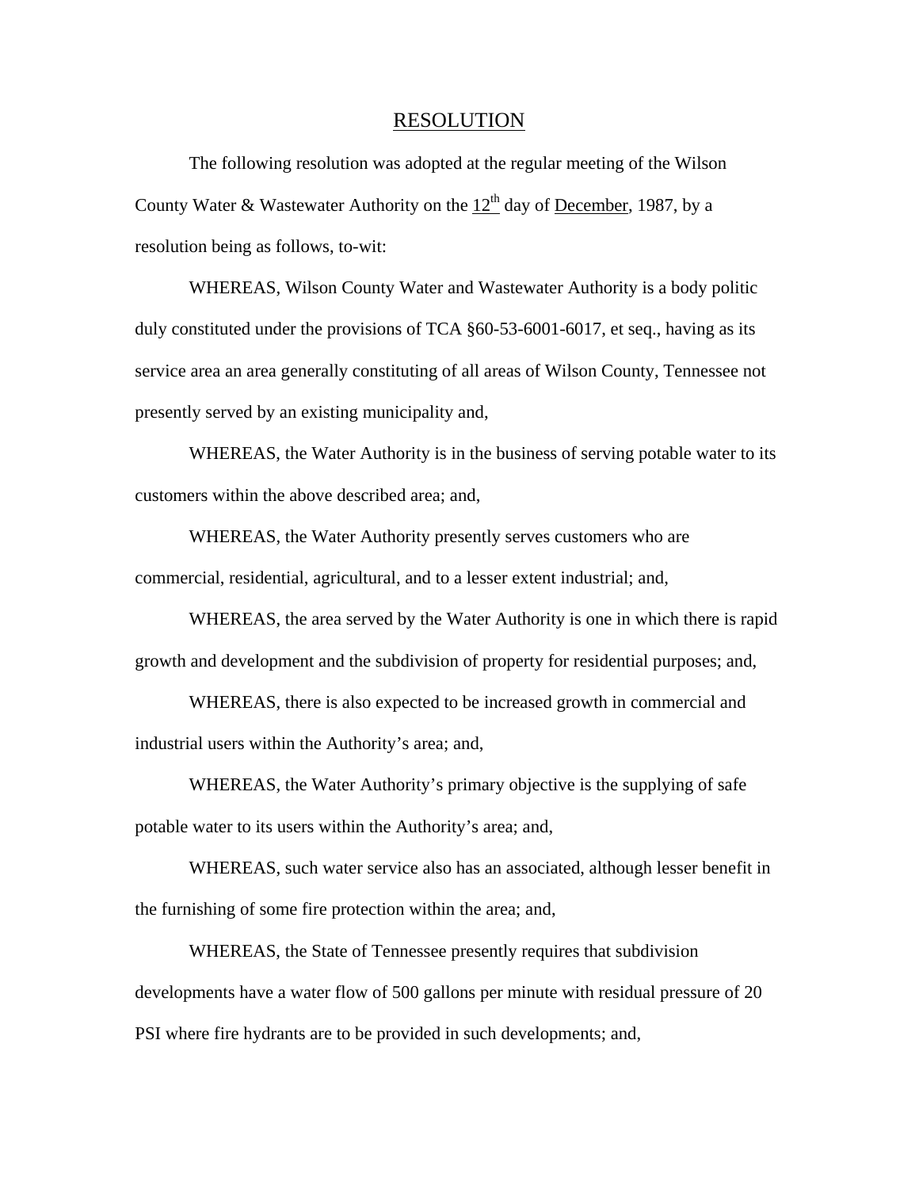# RESOLUTION

The following resolution was adopted at the regular meeting of the Wilson County Water & Wastewater Authority on the 12th day of December, 1987, by a resolution being as follows, to-wit:

WHEREAS, Wilson County Water and Wastewater Authority is a body politic duly constituted under the provisions of TCA §60-53-6001-6017, et seq., having as its service area an area generally constituting of all areas of Wilson County, Tennessee not presently served by an existing municipality and,

WHEREAS, the Water Authority is in the business of serving potable water to its customers within the above described area; and,

WHEREAS, the Water Authority presently serves customers who are commercial, residential, agricultural, and to a lesser extent industrial; and,

WHEREAS, the area served by the Water Authority is one in which there is rapid growth and development and the subdivision of property for residential purposes; and,

WHEREAS, there is also expected to be increased growth in commercial and industrial users within the Authority's area; and,

WHEREAS, the Water Authority's primary objective is the supplying of safe potable water to its users within the Authority's area; and,

WHEREAS, such water service also has an associated, although lesser benefit in the furnishing of some fire protection within the area; and,

WHEREAS, the State of Tennessee presently requires that subdivision developments have a water flow of 500 gallons per minute with residual pressure of 20 PSI where fire hydrants are to be provided in such developments; and,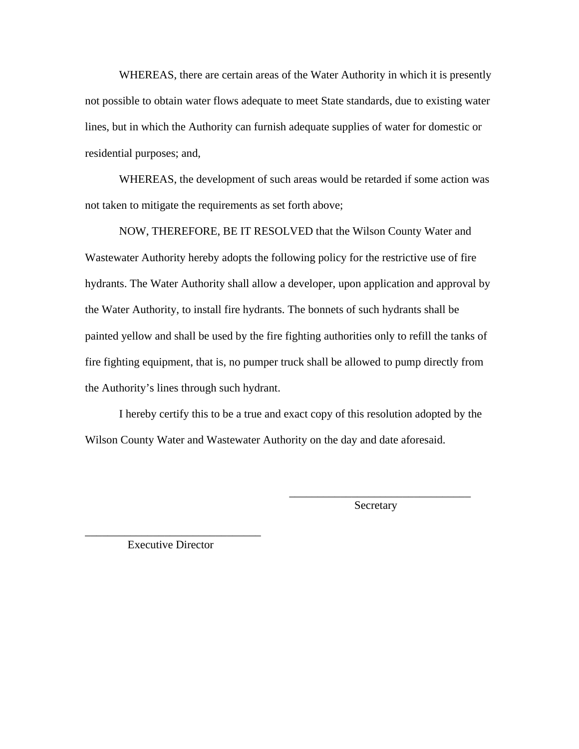WHEREAS, there are certain areas of the Water Authority in which it is presently not possible to obtain water flows adequate to meet State standards, due to existing water lines, but in which the Authority can furnish adequate supplies of water for domestic or residential purposes; and,

WHEREAS, the development of such areas would be retarded if some action was not taken to mitigate the requirements as set forth above;

NOW, THEREFORE, BE IT RESOLVED that the Wilson County Water and Wastewater Authority hereby adopts the following policy for the restrictive use of fire hydrants. The Water Authority shall allow a developer, upon application and approval by the Water Authority, to install fire hydrants. The bonnets of such hydrants shall be painted yellow and shall be used by the fire fighting authorities only to refill the tanks of fire fighting equipment, that is, no pumper truck shall be allowed to pump directly from the Authority's lines through such hydrant.

I hereby certify this to be a true and exact copy of this resolution adopted by the Wilson County Water and Wastewater Authority on the day and date aforesaid.

\_\_\_\_\_\_\_\_\_\_\_\_\_\_\_\_\_\_\_\_\_\_\_\_\_\_\_\_\_\_\_\_

Secretary

\_\_\_\_\_\_\_\_\_\_\_\_\_\_\_\_\_\_\_\_\_\_\_\_\_\_\_\_\_\_\_\_

Executive Director